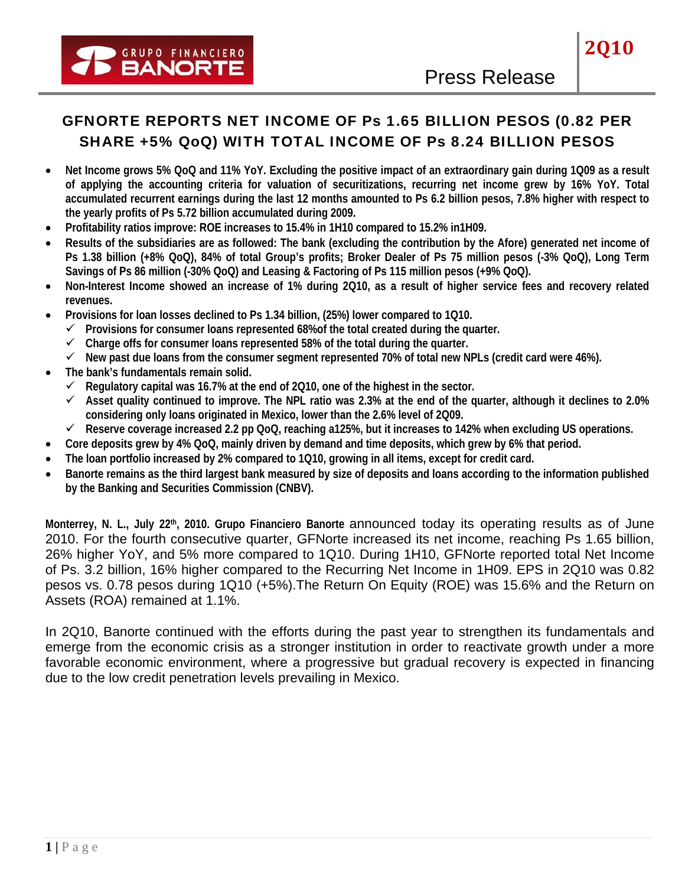# GFNORTE REPORTS NET INCOME OF Ps 1.65 BILLION PESOS (0.82 PER SHARE +5% QoQ) WITH TOTAL INCOME OF Ps 8.24 BILLION PESOS

- **Net Income grows 5% QoQ and 11% YoY. Excluding the positive impact of an extraordinary gain during 1Q09 as a result of applying the accounting criteria for valuation of securitizations, recurring net income grew by 16% YoY. Total accumulated recurrent earnings during the last 12 months amounted to Ps 6.2 billion pesos, 7.8% higher with respect to the yearly profits of Ps 5.72 billion accumulated during 2009.**
- **Profitability ratios improve: ROE increases to 15.4% in 1H10 compared to 15.2% in1H09.**
- **Results of the subsidiaries are as followed: The bank (excluding the contribution by the Afore) generated net income of Ps 1.38 billion (+8% QoQ), 84% of total Group's profits; Broker Dealer of Ps 75 million pesos (-3% QoQ), Long Term Savings of Ps 86 million (-30% QoQ) and Leasing & Factoring of Ps 115 million pesos (+9% QoQ).**
- **Non-Interest Income showed an increase of 1% during 2Q10, as a result of higher service fees and recovery related revenues.**
- **Provisions for loan losses declined to Ps 1.34 billion, (25%) lower compared to 1Q10.**
  - ✓ **Provisions for consumer loans represented 68%of the total created during the quarter.**
  - ✓ **Charge offs for consumer loans represented 58% of the total during the quarter.**
  - ✓ **New past due loans from the consumer segment represented 70% of total new NPLs (credit card were 46%).**
- **The bank's fundamentals remain solid.**
  - ✓ **Regulatory capital was 16.7% at the end of 2Q10, one of the highest in the sector.**
  - ✓ **Asset quality continued to improve. The NPL ratio was 2.3% at the end of the quarter, although it declines to 2.0% considering only loans originated in Mexico, lower than the 2.6% level of 2Q09.**
  - ✓ **Reserve coverage increased 2.2 pp QoQ, reaching a125%, but it increases to 142% when excluding US operations.**
- **Core deposits grew by 4% QoQ, mainly driven by demand and time deposits, which grew by 6% that period.**
- **The loan portfolio increased by 2% compared to 1Q10, growing in all items, except for credit card.**
- **Banorte remains as the third largest bank measured by size of deposits and loans according to the information published by the Banking and Securities Commission (CNBV).**

**Monterrey, N. L., July 22th, 2010. Grupo Financiero Banorte** announced today its operating results as of June 2010. For the fourth consecutive quarter, GFNorte increased its net income, reaching Ps 1.65 billion, 26% higher YoY, and 5% more compared to 1Q10. During 1H10, GFNorte reported total Net Income of Ps. 3.2 billion, 16% higher compared to the Recurring Net Income in 1H09. EPS in 2Q10 was 0.82 pesos vs. 0.78 pesos during 1Q10 (+5%).The Return On Equity (ROE) was 15.6% and the Return on Assets (ROA) remained at 1.1%.

In 2Q10, Banorte continued with the efforts during the past year to strengthen its fundamentals and emerge from the economic crisis as a stronger institution in order to reactivate growth under a more favorable economic environment, where a progressive but gradual recovery is expected in financing due to the low credit penetration levels prevailing in Mexico.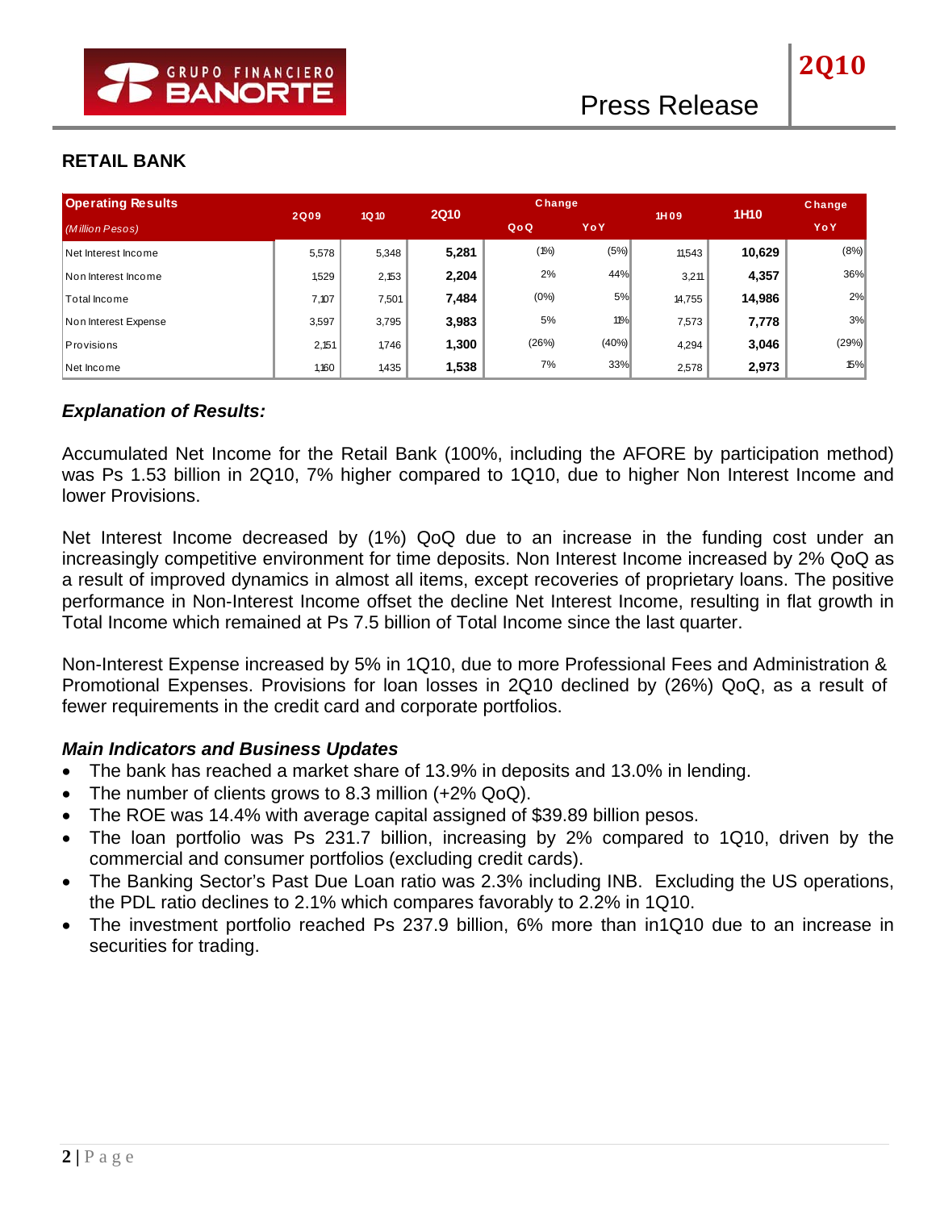## RETAIL BANK

| Operating Results<br>*(Million Pesos)* | 2Q09 | 1Q10 | 2Q10 | Change QoQ | Change YoY | 1H09 | 1H10 | Change YoY |
|---|---|---|---|---|---|---|---|---|
| Net Interest Income | 5,578 | 5,348 | **5,281** | (1%) | (5%) | 11,543 | **10,629** | (8%) |
| Non Interest Income | 1,529 | 2,153 | **2,204** | 2% | 44% | 3,211 | **4,357** | 36% |
| Total Income | 7,107 | 7,501 | **7,484** | (0%) | 5% | 14,755 | **14,986** | 2% |
| Non Interest Expense | 3,597 | 3,795 | **3,983** | 5% | 11% | 7,573 | **7,778** | 3% |
| Provisions | 2,151 | 1,746 | **1,300** | (26%) | (40%) | 4,294 | **3,046** | (29%) |
| Net Income | 1,160 | 1,435 | **1,538** | 7% | 33% | 2,578 | **2,973** | 15% |

### *Explanation of Results:*

Accumulated Net Income for the Retail Bank (100%, including the AFORE by participation method) was Ps 1.53 billion in 2Q10, 7% higher compared to 1Q10, due to higher Non Interest Income and lower Provisions.

Net Interest Income decreased by (1%) QoQ due to an increase in the funding cost under an increasingly competitive environment for time deposits. Non Interest Income increased by 2% QoQ as a result of improved dynamics in almost all items, except recoveries of proprietary loans. The positive performance in Non-Interest Income offset the decline Net Interest Income, resulting in flat growth in Total Income which remained at Ps 7.5 billion of Total Income since the last quarter.

Non-Interest Expense increased by 5% in 1Q10, due to more Professional Fees and Administration & Promotional Expenses. Provisions for loan losses in 2Q10 declined by (26%) QoQ, as a result of fewer requirements in the credit card and corporate portfolios.

### *Main Indicators and Business Updates*

- The bank has reached a market share of 13.9% in deposits and 13.0% in lending.
- The number of clients grows to 8.3 million (+2% QoQ).
- The ROE was 14.4% with average capital assigned of $39.89 billion pesos.
- The loan portfolio was Ps 231.7 billion, increasing by 2% compared to 1Q10, driven by the commercial and consumer portfolios (excluding credit cards).
- The Banking Sector's Past Due Loan ratio was 2.3% including INB. Excluding the US operations, the PDL ratio declines to 2.1% which compares favorably to 2.2% in 1Q10.
- The investment portfolio reached Ps 237.9 billion, 6% more than in1Q10 due to an increase in securities for trading.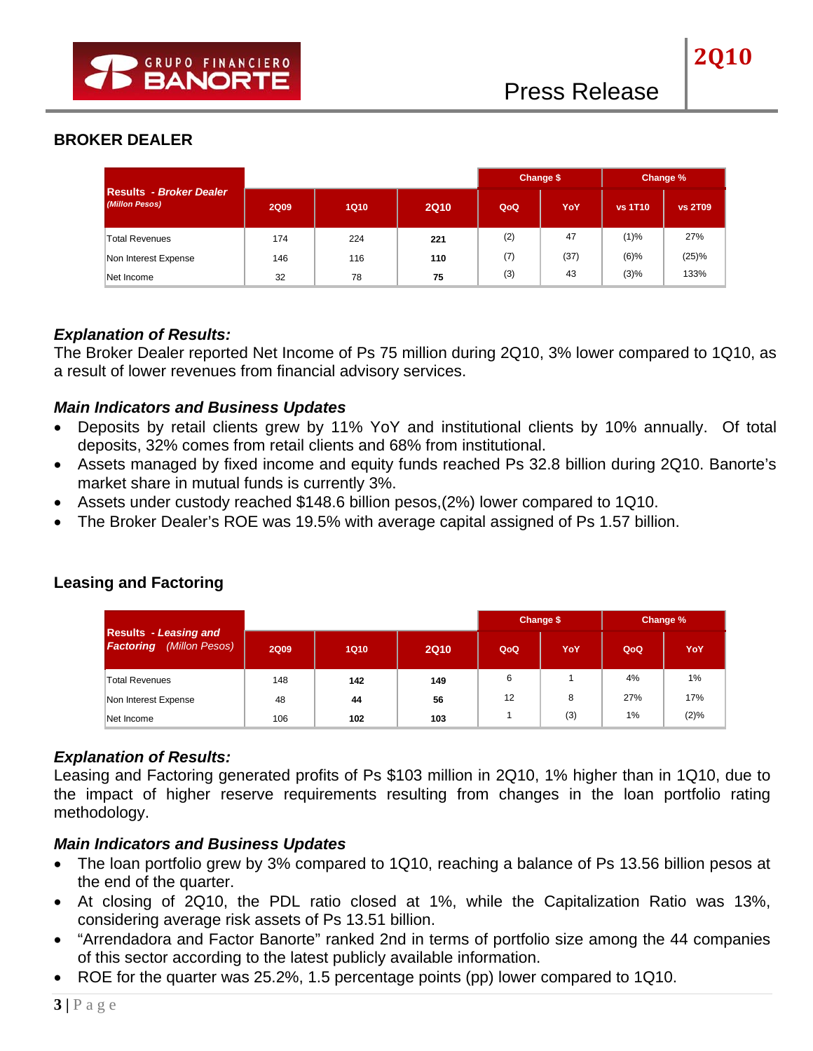## BROKER DEALER

| Results - *Broker Dealer* *(Millon Pesos)* | | | | Change $ | | Change % | |
|---|---|---|---|---|---|---|---|
| | 2Q09 | 1Q10 | 2Q10 | QoQ | YoY | vs 1T10 | vs 2T09 |
| Total Revenues | 174 | 224 | **221** | (2) | 47 | (1)% | 27% |
| Non Interest Expense | 146 | 116 | **110** | (7) | (37) | (6)% | (25)% |
| Net Income | 32 | 78 | **75** | (3) | 43 | (3)% | 133% |

***Explanation of Results:***
The Broker Dealer reported Net Income of Ps 75 million during 2Q10, 3% lower compared to 1Q10, as a result of lower revenues from financial advisory services.

***Main Indicators and Business Updates***

- Deposits by retail clients grew by 11% YoY and institutional clients by 10% annually. Of total deposits, 32% comes from retail clients and 68% from institutional.
- Assets managed by fixed income and equity funds reached Ps 32.8 billion during 2Q10. Banorte's market share in mutual funds is currently 3%.
- Assets under custody reached $148.6 billion pesos,(2%) lower compared to 1Q10.
- The Broker Dealer's ROE was 19.5% with average capital assigned of Ps 1.57 billion.

## Leasing and Factoring

| Results - *Leasing and Factoring* *(Millon Pesos)* | | | | Change $ | | Change % | |
|---|---|---|---|---|---|---|---|
| | 2Q09 | 1Q10 | 2Q10 | QoQ | YoY | QoQ | YoY |
| Total Revenues | 148 | **142** | **149** | 6 | 1 | 4% | 1% |
| Non Interest Expense | 48 | **44** | **56** | 12 | 8 | 27% | 17% |
| Net Income | 106 | **102** | **103** | 1 | (3) | 1% | (2)% |

***Explanation of Results:***
Leasing and Factoring generated profits of Ps $103 million in 2Q10, 1% higher than in 1Q10, due to the impact of higher reserve requirements resulting from changes in the loan portfolio rating methodology.

***Main Indicators and Business Updates***

- The loan portfolio grew by 3% compared to 1Q10, reaching a balance of Ps 13.56 billion pesos at the end of the quarter.
- At closing of 2Q10, the PDL ratio closed at 1%, while the Capitalization Ratio was 13%, considering average risk assets of Ps 13.51 billion.
- "Arrendadora and Factor Banorte" ranked 2nd in terms of portfolio size among the 44 companies of this sector according to the latest publicly available information.
- ROE for the quarter was 25.2%, 1.5 percentage points (pp) lower compared to 1Q10.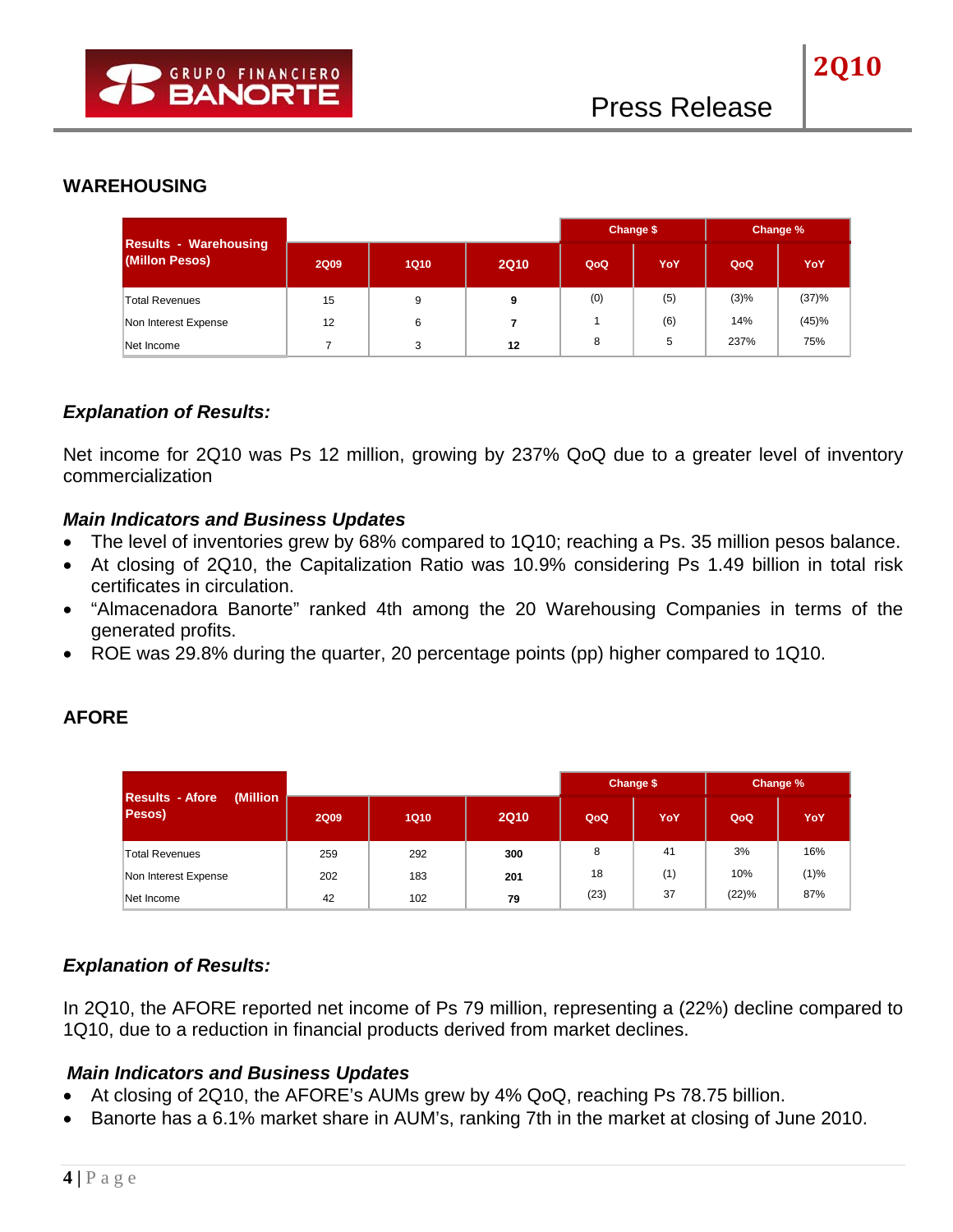## WAREHOUSING

| Results - Warehousing (Millon Pesos) | 2Q09 | 1Q10 | 2Q10 | Change $ | | Change % | |
|---|---|---|---|---|---|---|---|
| | | | | QoQ | YoY | QoQ | YoY |
| Total Revenues | 15 | 9 | **9** | (0) | (5) | (3)% | (37)% |
| Non Interest Expense | 12 | 6 | **7** | 1 | (6) | 14% | (45)% |
| Net Income | 7 | 3 | **12** | 8 | 5 | 237% | 75% |

### *Explanation of Results:*

Net income for 2Q10 was Ps 12 million, growing by 237% QoQ due to a greater level of inventory commercialization

#### *Main Indicators and Business Updates*

- The level of inventories grew by 68% compared to 1Q10; reaching a Ps. 35 million pesos balance.
- At closing of 2Q10, the Capitalization Ratio was 10.9% considering Ps 1.49 billion in total risk certificates in circulation.
- "Almacenadora Banorte" ranked 4th among the 20 Warehousing Companies in terms of the generated profits.
- ROE was 29.8% during the quarter, 20 percentage points (pp) higher compared to 1Q10.

## AFORE

| Results - Afore (Million Pesos) | 2Q09 | 1Q10 | 2Q10 | Change $ | | Change % | |
|---|---|---|---|---|---|---|---|
| | | | | QoQ | YoY | QoQ | YoY |
| Total Revenues | 259 | 292 | **300** | 8 | 41 | 3% | 16% |
| Non Interest Expense | 202 | 183 | **201** | 18 | (1) | 10% | (1)% |
| Net Income | 42 | 102 | **79** | (23) | 37 | (22)% | 87% |

### *Explanation of Results:*

In 2Q10, the AFORE reported net income of Ps 79 million, representing a (22%) decline compared to 1Q10, due to a reduction in financial products derived from market declines.

#### *Main Indicators and Business Updates*

- At closing of 2Q10, the AFORE's AUMs grew by 4% QoQ, reaching Ps 78.75 billion.
- Banorte has a 6.1% market share in AUM's, ranking 7th in the market at closing of June 2010.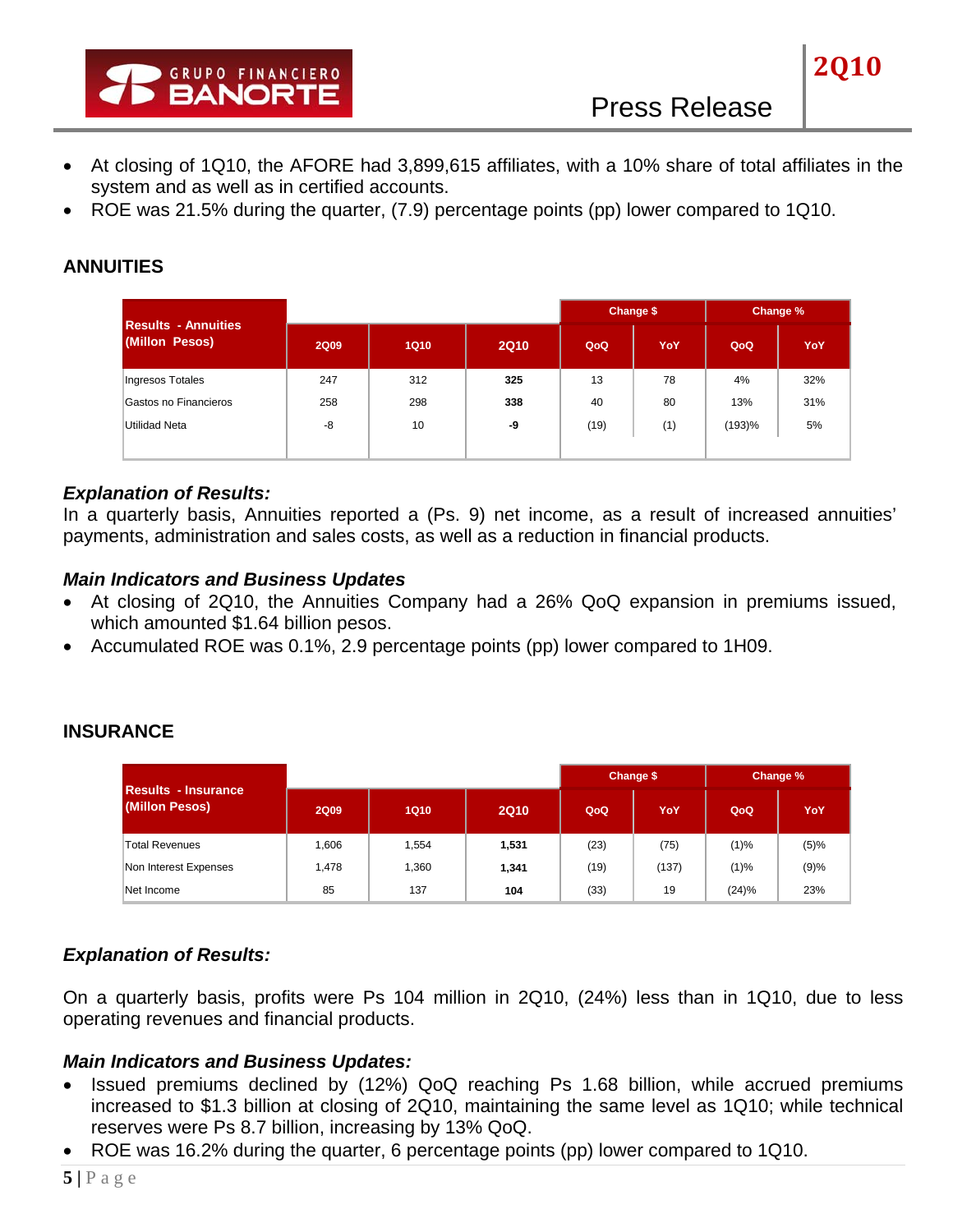- At closing of 1Q10, the AFORE had 3,899,615 affiliates, with a 10% share of total affiliates in the system and as well as in certified accounts.
- ROE was 21.5% during the quarter, (7.9) percentage points (pp) lower compared to 1Q10.

## ANNUITIES

| Results - Annuities (Millon Pesos) | | | | Change $ | | Change % | |
|---|---|---|---|---|---|---|---|
| | 2Q09 | 1Q10 | 2Q10 | QoQ | YoY | QoQ | YoY |
| Ingresos Totales | 247 | 312 | **325** | 13 | 78 | 4% | 32% |
| Gastos no Financieros | 258 | 298 | **338** | 40 | 80 | 13% | 31% |
| Utilidad Neta | -8 | 10 | **-9** | (19) | (1) | (193)% | 5% |

### *Explanation of Results:*

In a quarterly basis, Annuities reported a (Ps. 9) net income, as a result of increased annuities' payments, administration and sales costs, as well as a reduction in financial products.

### *Main Indicators and Business Updates*

- At closing of 2Q10, the Annuities Company had a 26% QoQ expansion in premiums issued, which amounted $1.64 billion pesos.
- Accumulated ROE was 0.1%, 2.9 percentage points (pp) lower compared to 1H09.

## INSURANCE

| Results - Insurance (Millon Pesos) | | | | Change $ | | Change % | |
|---|---|---|---|---|---|---|---|
| | 2Q09 | 1Q10 | 2Q10 | QoQ | YoY | QoQ | YoY |
| Total Revenues | 1,606 | 1,554 | **1,531** | (23) | (75) | (1)% | (5)% |
| Non Interest Expenses | 1,478 | 1,360 | **1,341** | (19) | (137) | (1)% | (9)% |
| Net Income | 85 | 137 | **104** | (33) | 19 | (24)% | 23% |

### *Explanation of Results:*

On a quarterly basis, profits were Ps 104 million in 2Q10, (24%) less than in 1Q10, due to less operating revenues and financial products.

### *Main Indicators and Business Updates:*

- Issued premiums declined by (12%) QoQ reaching Ps 1.68 billion, while accrued premiums increased to $1.3 billion at closing of 2Q10, maintaining the same level as 1Q10; while technical reserves were Ps 8.7 billion, increasing by 13% QoQ.
- ROE was 16.2% during the quarter, 6 percentage points (pp) lower compared to 1Q10.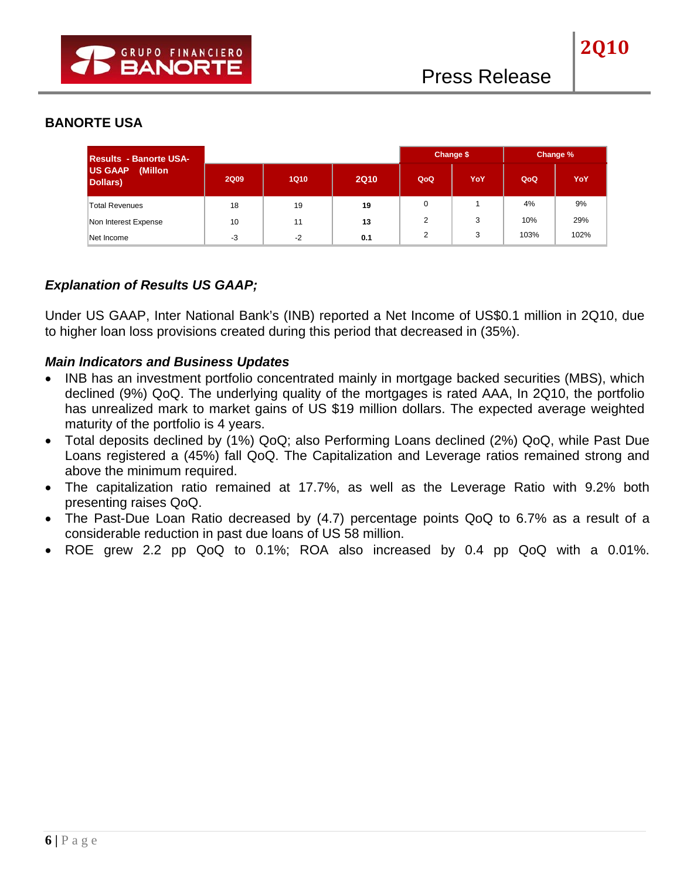## BANORTE USA

| Results - Banorte USA- US GAAP (Millon Dollars) | 2Q09 | 1Q10 | 2Q10 | Change $ | | Change % | |
|---|---|---|---|---|---|---|---|
| | | | | QoQ | YoY | QoQ | YoY |
| Total Revenues | 18 | 19 | **19** | 0 | 1 | 4% | 9% |
| Non Interest Expense | 10 | 11 | **13** | 2 | 3 | 10% | 29% |
| Net Income | -3 | -2 | **0.1** | 2 | 3 | 103% | 102% |

### *Explanation of Results US GAAP;*

Under US GAAP, Inter National Bank's (INB) reported a Net Income of US$0.1 million in 2Q10, due to higher loan loss provisions created during this period that decreased in (35%).

### *Main Indicators and Business Updates*

- INB has an investment portfolio concentrated mainly in mortgage backed securities (MBS), which declined (9%) QoQ. The underlying quality of the mortgages is rated AAA, In 2Q10, the portfolio has unrealized mark to market gains of US $19 million dollars. The expected average weighted maturity of the portfolio is 4 years.
- Total deposits declined by (1%) QoQ; also Performing Loans declined (2%) QoQ, while Past Due Loans registered a (45%) fall QoQ. The Capitalization and Leverage ratios remained strong and above the minimum required.
- The capitalization ratio remained at 17.7%, as well as the Leverage Ratio with 9.2% both presenting raises QoQ.
- The Past-Due Loan Ratio decreased by (4.7) percentage points QoQ to 6.7% as a result of a considerable reduction in past due loans of US 58 million.
- ROE grew 2.2 pp QoQ to 0.1%; ROA also increased by 0.4 pp QoQ with a 0.01%.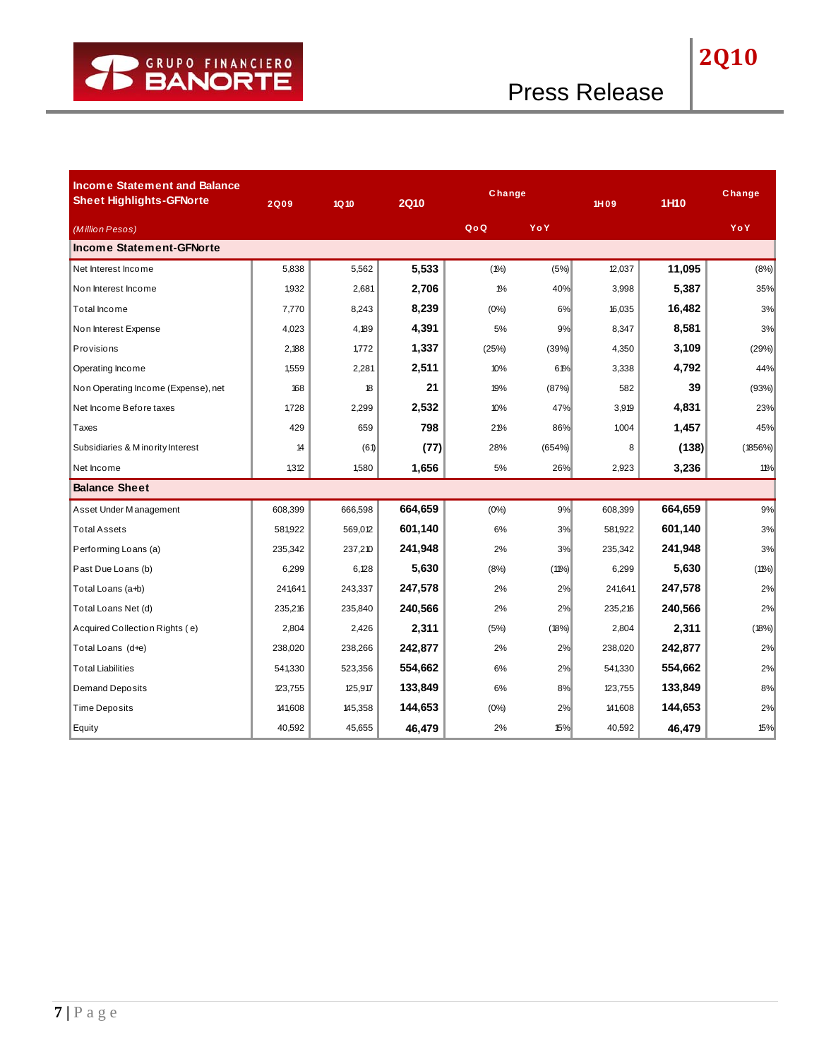| Income Statement and Balance Sheet Highlights-GFNorte | 2Q09 | 1Q10 | 2Q10 | Change | | 1H09 | 1H10 | Change |
|---|---|---|---|---|---|---|---|---|
| *(Million Pesos)* | | | | QoQ | YoY | | | YoY |
| **Income Statement-GFNorte** | | | | | | | | |
| Net Interest Income | 5,838 | 5,562 | **5,533** | (1%) | (5%) | 12,037 | **11,095** | (8%) |
| Non Interest Income | 1,932 | 2,681 | **2,706** | 1% | 40% | 3,998 | **5,387** | 35% |
| Total Income | 7,770 | 8,243 | **8,239** | (0%) | 6% | 16,035 | **16,482** | 3% |
| Non Interest Expense | 4,023 | 4,189 | **4,391** | 5% | 9% | 8,347 | **8,581** | 3% |
| Provisions | 2,188 | 1,772 | **1,337** | (25%) | (39%) | 4,350 | **3,109** | (29%) |
| Operating Income | 1,559 | 2,281 | **2,511** | 10% | 61% | 3,338 | **4,792** | 44% |
| Non Operating Income (Expense), net | 168 | 18 | **21** | 19% | (87%) | 582 | **39** | (93%) |
| Net Income Before taxes | 1,728 | 2,299 | **2,532** | 10% | 47% | 3,919 | **4,831** | 23% |
| Taxes | 429 | 659 | **798** | 21% | 86% | 1,004 | **1,457** | 45% |
| Subsidiaries & Minority Interest | 14 | (61) | **(77)** | 28% | (654%) | 8 | **(138)** | (1856%) |
| Net Income | 1,312 | 1,580 | **1,656** | 5% | 26% | 2,923 | **3,236** | 11% |
| **Balance Sheet** | | | | | | | | |
| Asset Under Management | 608,399 | 666,598 | **664,659** | (0%) | 9% | 608,399 | **664,659** | 9% |
| Total Assets | 581,922 | 569,012 | **601,140** | 6% | 3% | 581,922 | **601,140** | 3% |
| Performing Loans (a) | 235,342 | 237,210 | **241,948** | 2% | 3% | 235,342 | **241,948** | 3% |
| Past Due Loans (b) | 6,299 | 6,128 | **5,630** | (8%) | (11%) | 6,299 | **5,630** | (11%) |
| Total Loans (a+b) | 241,641 | 243,337 | **247,578** | 2% | 2% | 241,641 | **247,578** | 2% |
| Total Loans Net (d) | 235,216 | 235,840 | **240,566** | 2% | 2% | 235,216 | **240,566** | 2% |
| Acquired Collection Rights (e) | 2,804 | 2,426 | **2,311** | (5%) | (18%) | 2,804 | **2,311** | (18%) |
| Total Loans (d+e) | 238,020 | 238,266 | **242,877** | 2% | 2% | 238,020 | **242,877** | 2% |
| Total Liabilities | 541,330 | 523,356 | **554,662** | 6% | 2% | 541,330 | **554,662** | 2% |
| Demand Deposits | 123,755 | 125,917 | **133,849** | 6% | 8% | 123,755 | **133,849** | 8% |
| Time Deposits | 141,608 | 145,358 | **144,653** | (0%) | 2% | 141,608 | **144,653** | 2% |
| Equity | 40,592 | 45,655 | **46,479** | 2% | 15% | 40,592 | **46,479** | 15% |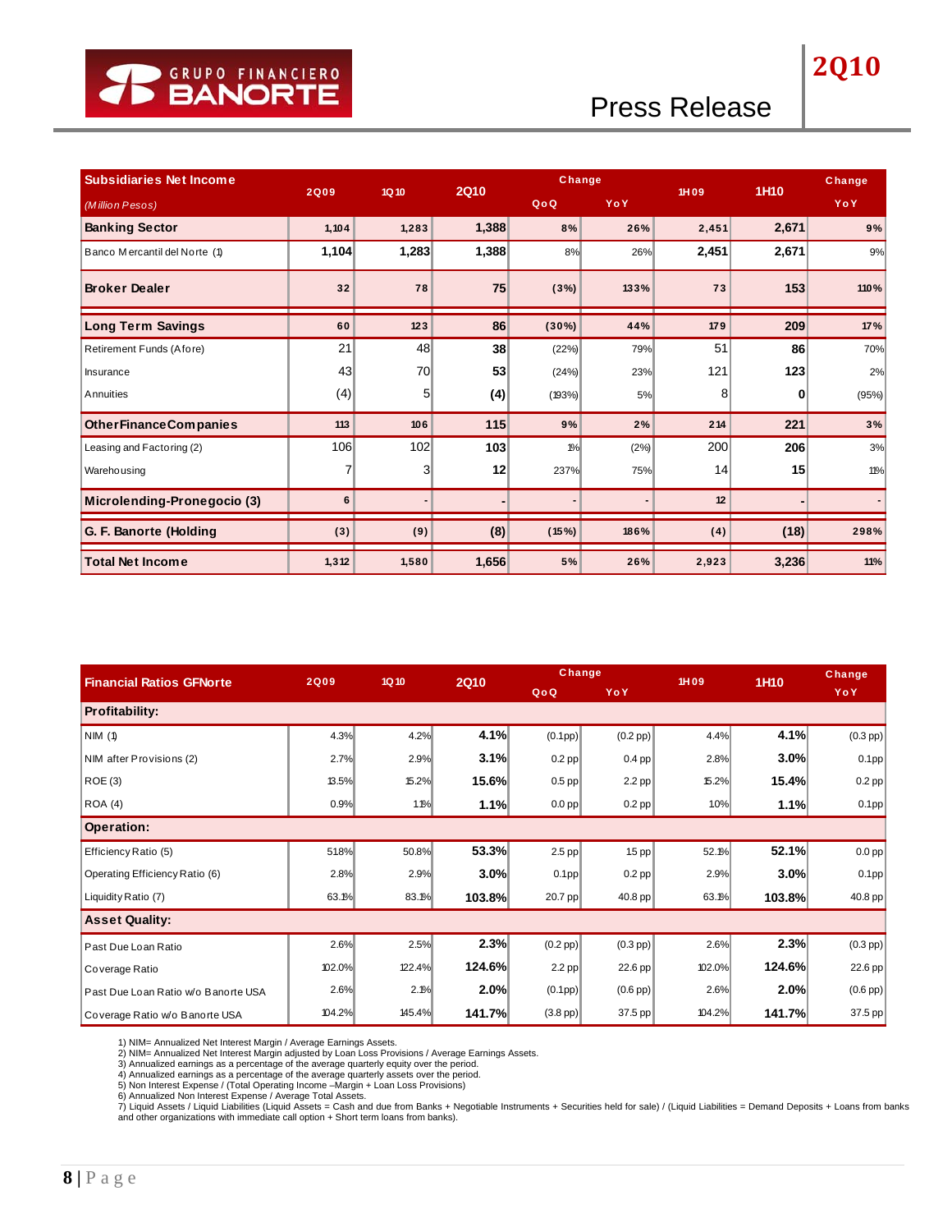| Subsidiaries Net Income *(Million Pesos)* | 2Q09 | 1Q10 | 2Q10 | Change QoQ | Change YoY | 1H09 | 1H10 | Change YoY |
|---|---|---|---|---|---|---|---|---|
| **Banking Sector** | 1,104 | 1,283 | 1,388 | 8% | 26% | 2,451 | 2,671 | 9% |
| Banco Mercantil del Norte (1) | 1,104 | 1,283 | 1,388 | 8% | 26% | 2,451 | 2,671 | 9% |
| **Broker Dealer** | 32 | 78 | 75 | (3%) | 133% | 73 | 153 | 110% |
| **Long Term Savings** | 60 | 123 | 86 | (30%) | 44% | 179 | 209 | 17% |
| Retirement Funds (Afore) | 21 | 48 | 38 | (22%) | 79% | 51 | 86 | 70% |
| Insurance | 43 | 70 | 53 | (24%) | 23% | 121 | 123 | 2% |
| Annuities | (4) | 5 | (4) | (193%) | 5% | 8 | 0 | (95%) |
| **Other Finance Companies** | 113 | 106 | 115 | 9% | 2% | 214 | 221 | 3% |
| Leasing and Factoring (2) | 106 | 102 | 103 | 1% | (2%) | 200 | 206 | 3% |
| Warehousing | 7 | 3 | 12 | 237% | 75% | 14 | 15 | 11% |
| **Microlending-Pronegocio (3)** | 6 | - | - | - | - | 12 | - | - |
| **G. F. Banorte (Holding** | (3) | (9) | (8) | (15%) | 186% | (4) | (18) | 298% |
| **Total Net Income** | 1,312 | 1,580 | 1,656 | 5% | 26% | 2,923 | 3,236 | 11% |

| Financial Ratios GFNorte | 2Q09 | 1Q10 | 2Q10 | Change QoQ | Change YoY | 1H09 | 1H10 | Change YoY |
|---|---|---|---|---|---|---|---|---|
| **Profitability:** | | | | | | | | |
| NIM (1) | 4.3% | 4.2% | 4.1% | (0.1pp) | (0.2 pp) | 4.4% | 4.1% | (0.3 pp) |
| NIM after Provisions (2) | 2.7% | 2.9% | 3.1% | 0.2 pp | 0.4 pp | 2.8% | 3.0% | 0.1pp |
| ROE (3) | 13.5% | 15.2% | 15.6% | 0.5 pp | 2.2 pp | 15.2% | 15.4% | 0.2 pp |
| ROA (4) | 0.9% | 1.1% | 1.1% | 0.0 pp | 0.2 pp | 1.0% | 1.1% | 0.1pp |
| **Operation:** | | | | | | | | |
| Efficiency Ratio (5) | 51.8% | 50.8% | 53.3% | 2.5 pp | 1.5 pp | 52.1% | 52.1% | 0.0 pp |
| Operating Efficiency Ratio (6) | 2.8% | 2.9% | 3.0% | 0.1pp | 0.2 pp | 2.9% | 3.0% | 0.1pp |
| Liquidity Ratio (7) | 63.1% | 83.1% | 103.8% | 20.7 pp | 40.8 pp | 63.1% | 103.8% | 40.8 pp |
| **Asset Quality:** | | | | | | | | |
| Past Due Loan Ratio | 2.6% | 2.5% | 2.3% | (0.2 pp) | (0.3 pp) | 2.6% | 2.3% | (0.3 pp) |
| Coverage Ratio | 102.0% | 122.4% | 124.6% | 2.2 pp | 22.6 pp | 102.0% | 124.6% | 22.6 pp |
| Past Due Loan Ratio w/o Banorte USA | 2.6% | 2.1% | 2.0% | (0.1pp) | (0.6 pp) | 2.6% | 2.0% | (0.6 pp) |
| Coverage Ratio w/o Banorte USA | 104.2% | 145.4% | 141.7% | (3.8 pp) | 37.5 pp | 104.2% | 141.7% | 37.5 pp |

1) NIM= Annualized Net Interest Margin / Average Earnings Assets.
2) NIM= Annualized Net Interest Margin adjusted by Loan Loss Provisions / Average Earnings Assets.
3) Annualized earnings as a percentage of the average quarterly equity over the period.
4) Annualized earnings as a percentage of the average quarterly assets over the period.
5) Non Interest Expense / (Total Operating Income –Margin + Loan Loss Provisions)
6) Annualized Non Interest Expense / Average Total Assets.
7) Liquid Assets / Liquid Liabilities (Liquid Assets = Cash and due from Banks + Negotiable Instruments + Securities held for sale) / (Liquid Liabilities = Demand Deposits + Loans from banks and other organizations with immediate call option + Short term loans from banks).